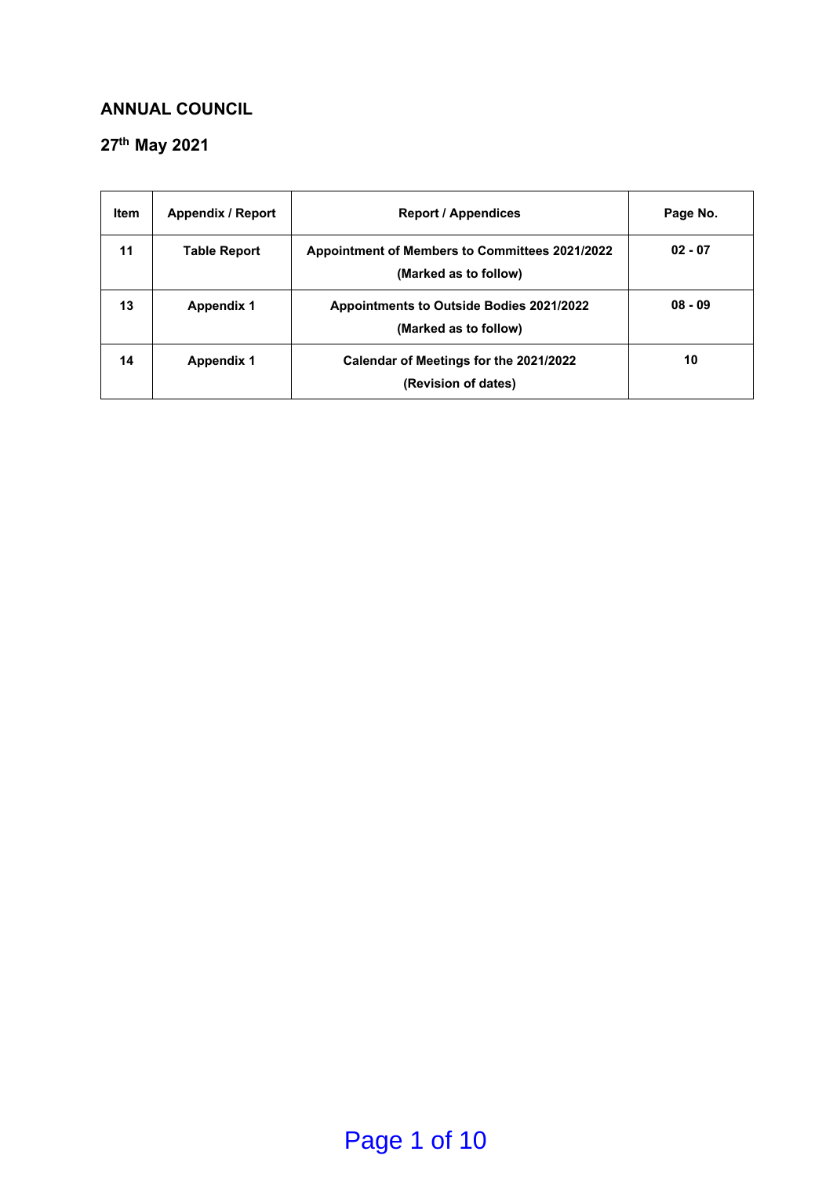## ANNUAL COUNCIL

## 27th May 2021

| Item | Appendix / Report | Report / Appendices | Page No. |
|---|---|---|---|
| 11 | Table Report | Appointment of Members to Committees 2021/2022 (Marked as to follow) | 02 - 07 |
| 13 | Appendix 1 | Appointments to Outside Bodies 2021/2022 (Marked as to follow) | 08 - 09 |
| 14 | Appendix 1 | Calendar of Meetings for the 2021/2022 (Revision of dates) | 10 |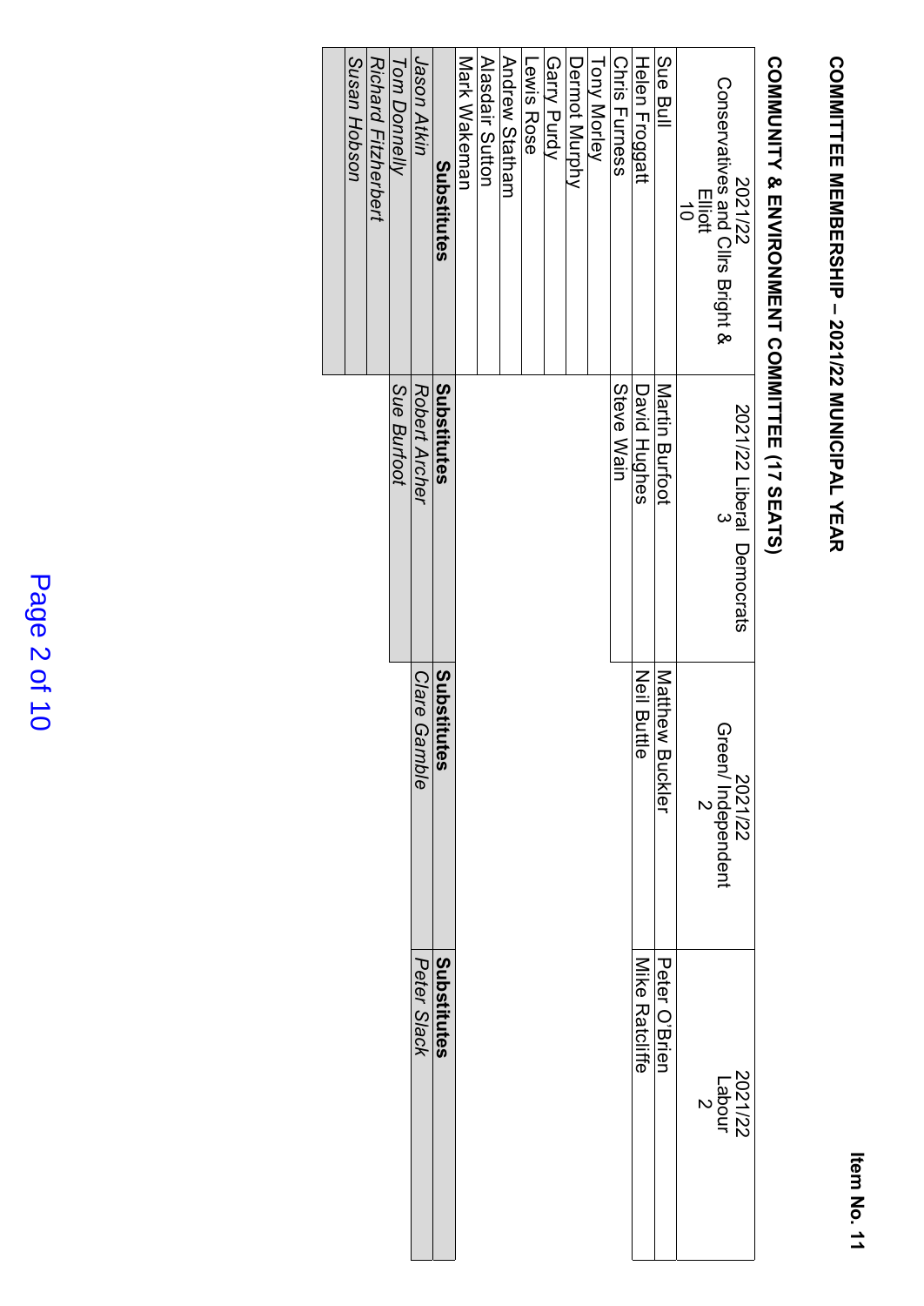Item No. 11

# COMMITTEE MEMBERSHIP – 2021/22 MUNICIPAL YEAR

## COMMUNITY & ENVIRONMENT COMMITTEE (17 SEATS)

| 2021/22 Conservatives and Cllrs Bright & Elliott 10 | 2021/22 Liberal Democrats 3 | 2021/22 Green/ Independent 2 | 2021/22 Labour 2 |
|---|---|---|---|
| Sue Bull | Martin Burfoot | Matthew Buckler | Peter O'Brien |
| Helen Froggatt | David Hughes | Neil Buttle | Mike Ratcliffe |
| Chris Furness | Steve Wain | | |
| Tony Morley | | | |
| Dermot Murphy | | | |
| Garry Purdy | | | |
| Lewis Rose | | | |
| Andrew Statham | | | |
| Alasdair Sutton | | | |
| Mark Wakeman | | | |
| **Substitutes** | **Substitutes** | **Substitutes** | **Substitutes** |
| *Jason Atkin* | *Robert Archer* | *Clare Gamble* | *Peter Slack* |
| *Tom Donnelly* | *Sue Burfoot* | | |
| *Richard Fitzherbert* | | | |
| *Susan Hobson* | | | |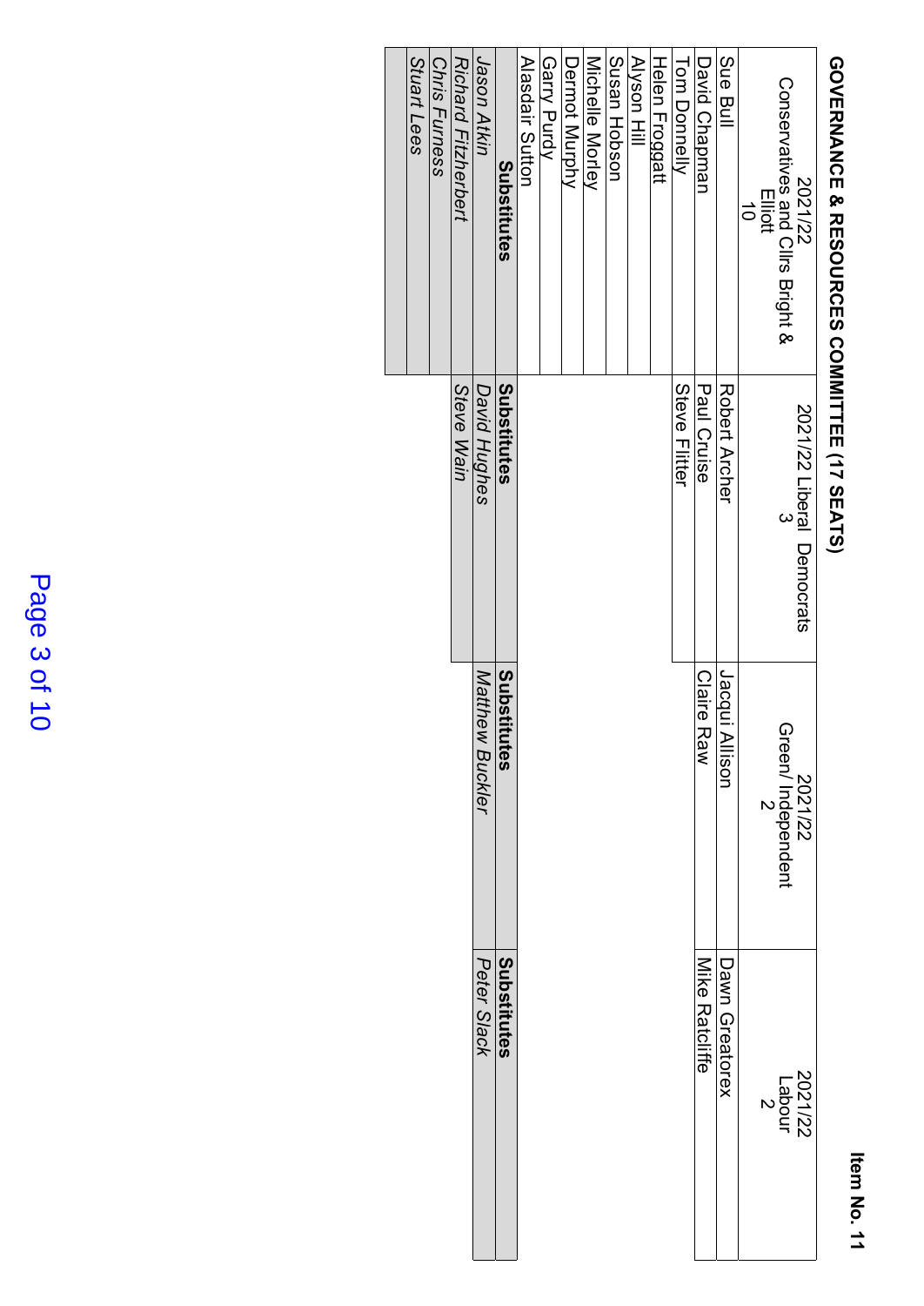Item No. 11

# GOVERNANCE & RESOURCES COMMITTEE (17 SEATS)

| 2021/22 Conservatives and Cllrs Bright & Elliott 10 | 2021/22 Liberal Democrats 3 | 2021/22 Green/ Independent 2 | 2021/22 Labour 2 |
|---|---|---|---|
| Sue Bull | Robert Archer | Jacqui Allison | Dawn Greatorex |
| David Chapman | Paul Cruise | Claire Raw | Mike Ratcliffe |
| Tom Donnelly | Steve Flitter | | |
| Helen Froggatt | | | |
| Alyson Hill | | | |
| Susan Hobson | | | |
| Michelle Morley | | | |
| Dermot Murphy | | | |
| Garry Purdy | | | |
| Alasdair Sutton | | | |
| **Substitutes** | **Substitutes** | **Substitutes** | **Substitutes** |
| *Jason Atkin* | *David Hughes* | *Matthew Buckler* | *Peter Slack* |
| *Richard Fitzherbert* | *Steve Wain* | | |
| *Chris Furness* | | | |
| *Stuart Lees* | | | |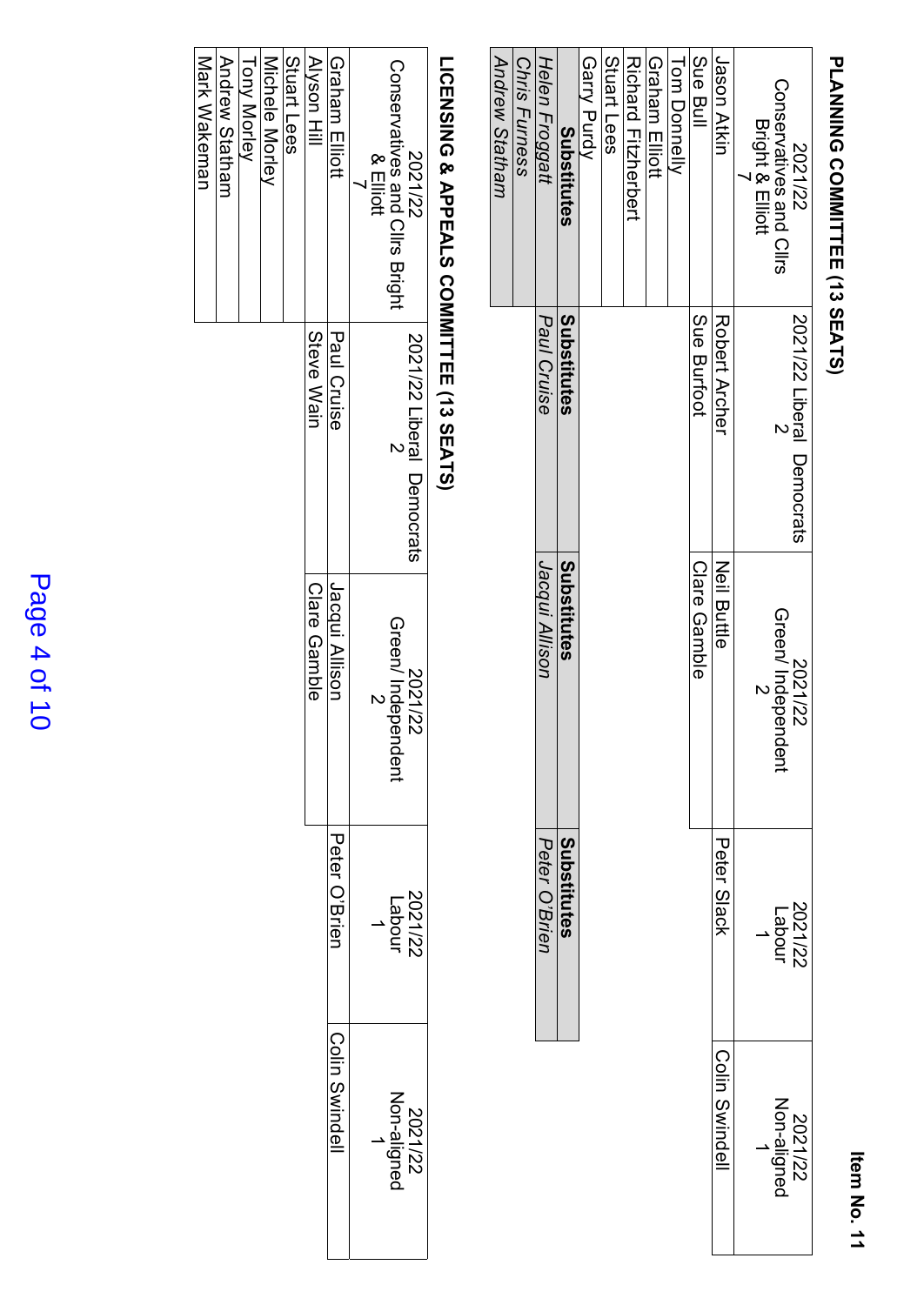Item No. 11

## PLANNING COMMITTEE (13 SEATS)

| 2021/22 Conservatives and Cllrs Bright & Elliott 7 | 2021/22 Liberal Democrats 2 | 2021/22 Green/ Independent 2 | 2021/22 Labour 1 | 2021/22 Non-aligned 1 |
|---|---|---|---|---|
| Jason Atkin | Robert Archer | Neil Buttle | Peter Slack | Colin Swindell |
| Sue Bull | Sue Burfoot | Clare Gamble | | |
| Tom Donnelly | | | | |
| Graham Elliott | | | | |
| Richard Fitzherbert | | | | |
| Stuart Lees | | | | |
| Garry Purdy | | | | |
| **Substitutes** | **Substitutes** | **Substitutes** | **Substitutes** | |
| *Helen Froggatt* | *Paul Cruise* | *Jacqui Allison* | *Peter O'Brien* | |
| *Chris Furness* | | | | |
| *Andrew Statham* | | | | |

## LICENSING & APPEALS COMMITTEE (13 SEATS)

| 2021/22 Conservatives and Cllrs Bright & Elliott 7 | 2021/22 Liberal Democrats 2 | 2021/22 Green/ Independent 2 | 2021/22 Labour 1 | 2021/22 Non-aligned 1 |
|---|---|---|---|---|
| Graham Elliott | Paul Cruise | Jacqui Allison | Peter O'Brien | Colin Swindell |
| Alyson Hill | Steve Wain | Clare Gamble | | |
| Stuart Lees | | | | |
| Michele Morley | | | | |
| Tony Morley | | | | |
| Andrew Statham | | | | |
| Mark Wakeman | | | | |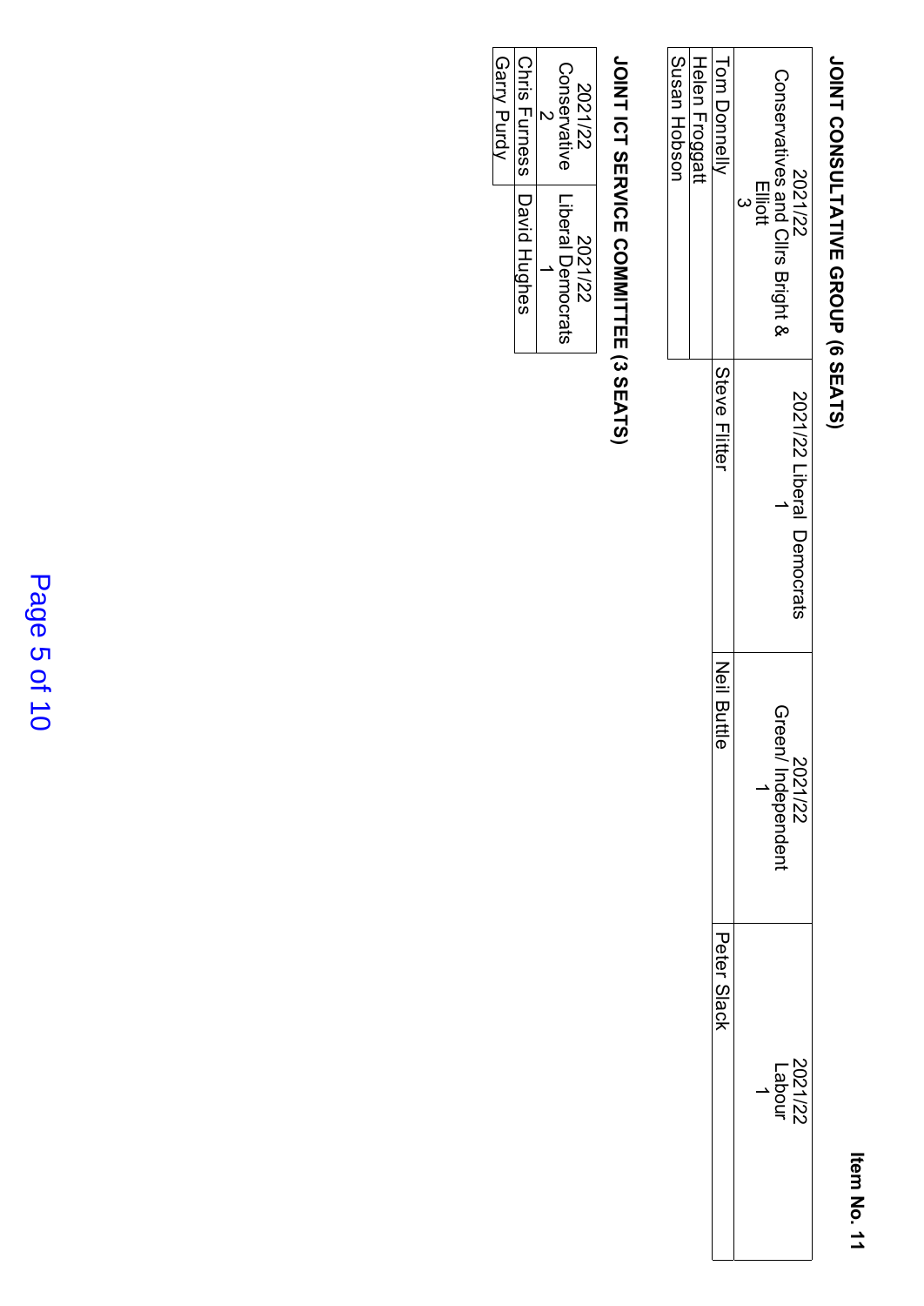Item No. 11

## JOINT CONSULTATIVE GROUP (6 SEATS)

| 2021/22 Conservatives and Cllrs Bright & Elliott 3 | 2021/22 Liberal Democrats 1 | 2021/22 Green/ Independent 1 | 2021/22 Labour 1 |
|---|---|---|---|
| Tom Donnelly | Steve Flitter | Neil Buttle | Peter Slack |
| Helen Froggatt | | | |
| Susan Hobson | | | |

## JOINT ICT SERVICE COMMITTEE (3 SEATS)

| 2021/22 Conservative 2 | 2021/22 Liberal Democrats 1 |
|---|---|
| Chris Furness | David Hughes |
| Garry Purdy | |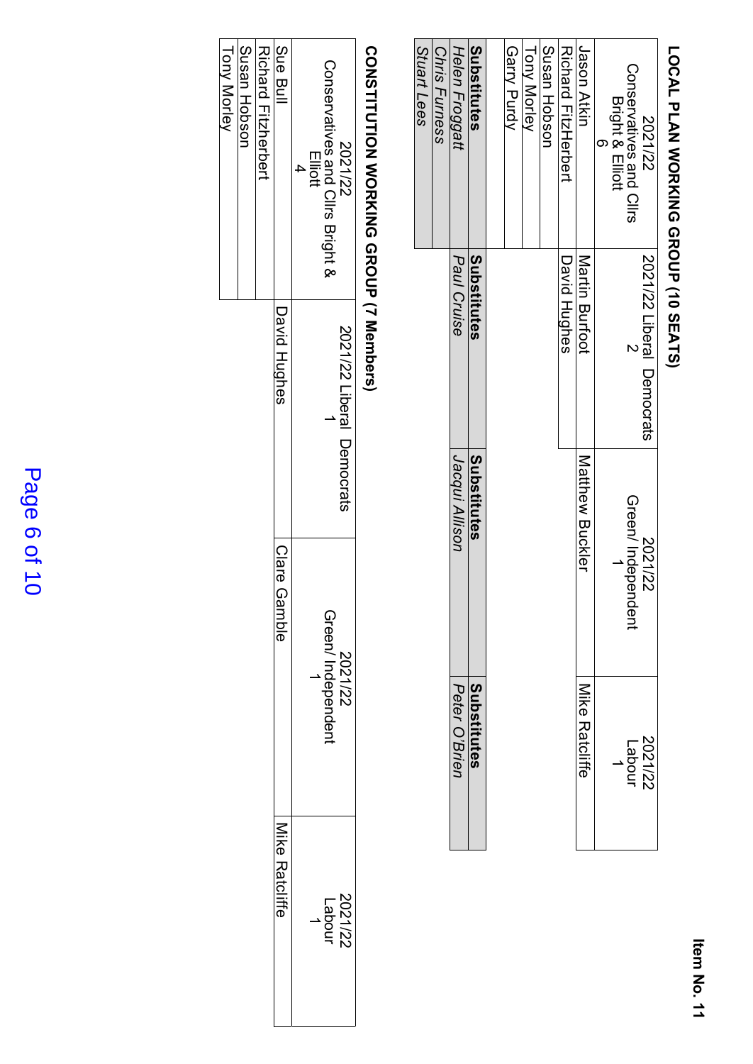Item No. 11

## LOCAL PLAN WORKING GROUP (10 SEATS)

| 2021/22 Conservatives and Cllrs Bright & Elliott 6 | 2021/22 Liberal Democrats 2 | 2021/22 Green/ Independent 1 | 2021/22 Labour 1 |
|---|---|---|---|
| Jason Atkin | Martin Burfoot | Matthew Buckler | Mike Ratcliffe |
| Richard FitzHerbert | David Hughes | | |
| Susan Hobson | | | |
| Tony Morley | | | |
| Garry Purdy | | | |
| **Substitutes** | **Substitutes** | **Substitutes** | **Substitutes** |
| *Helen Froggatt* | *Paul Cruise* | *Jacqui Allison* | *Peter O'Brien* |
| *Chris Furness* | | | |
| *Stuart Lees* | | | |

## CONSTITUTION WORKING GROUP (7 Members)

| 2021/22 Conservatives and Cllrs Bright & Elliott 4 | 2021/22 Liberal Democrats 1 | 2021/22 Green/ Independent 1 | 2021/22 Labour 1 |
|---|---|---|---|
| Sue Bull | David Hughes | Clare Gamble | Mike Ratcliffe |
| Richard Fitzherbert | | | |
| Susan Hobson | | | |
| Tony Morley | | | |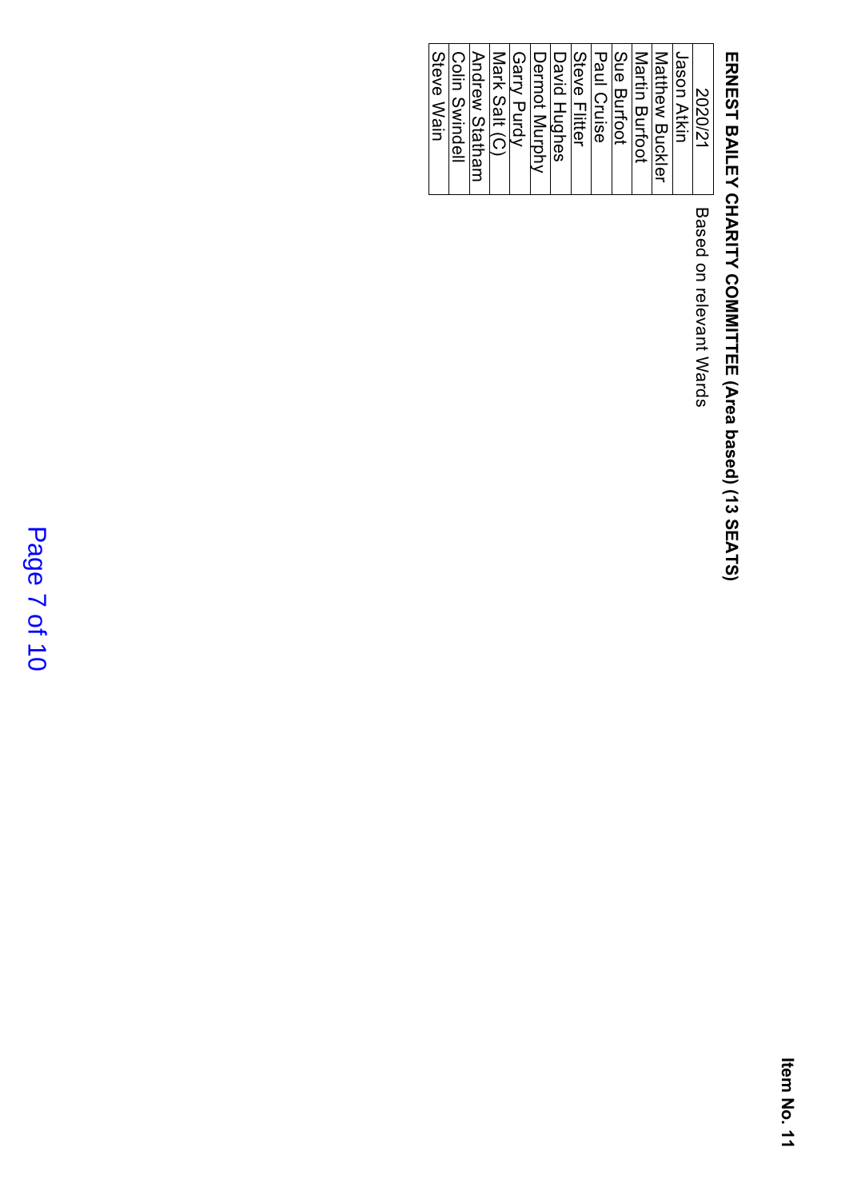**Item No. 11**

## ERNEST BAILEY CHARITY COMMITTEE (Area based) (13 SEATS)

| 2020/21 | Based on relevant Wards |
|---|---|
| Jason Atkin | |
| Matthew Buckler | |
| Martin Burfoot | |
| Sue Burfoot | |
| Paul Cruise | |
| Steve Flitter | |
| David Hughes | |
| Dermot Murphy | |
| Garry Purdy | |
| Mark Salt (C) | |
| Andrew Statham | |
| Colin Swindell | |
| Steve Wain | |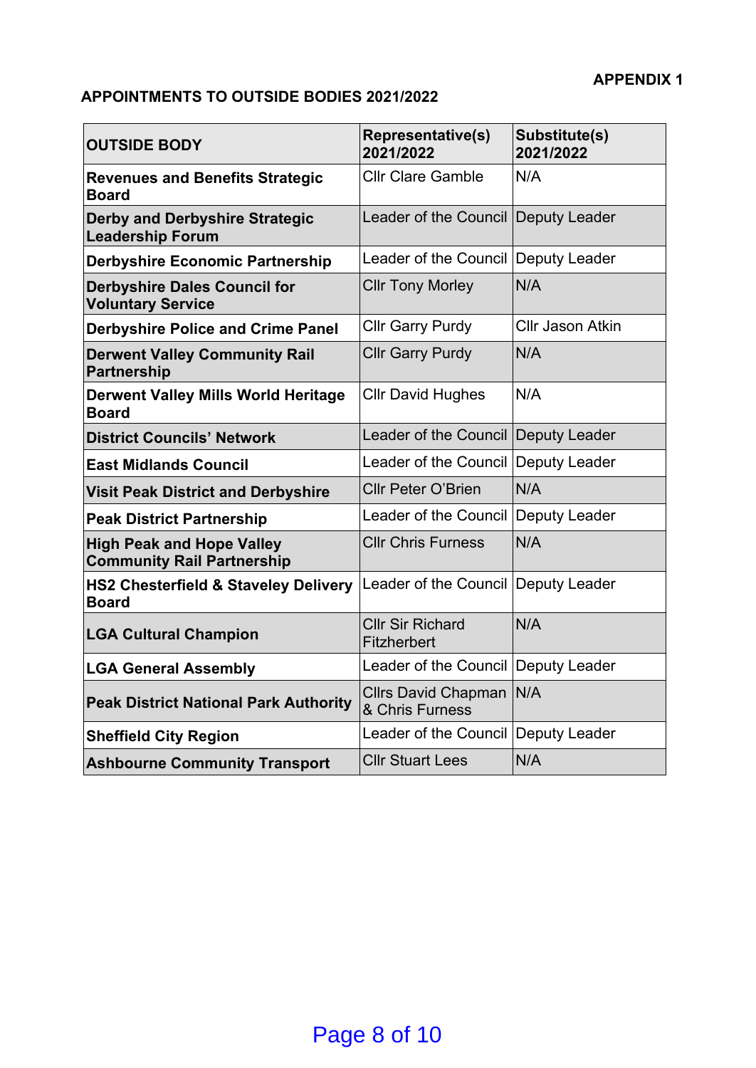**APPENDIX 1**

**APPOINTMENTS TO OUTSIDE BODIES 2021/2022**

| OUTSIDE BODY | Representative(s) 2021/2022 | Substitute(s) 2021/2022 |
|---|---|---|
| **Revenues and Benefits Strategic Board** | Cllr Clare Gamble | N/A |
| **Derby and Derbyshire Strategic Leadership Forum** | Leader of the Council | Deputy Leader |
| **Derbyshire Economic Partnership** | Leader of the Council | Deputy Leader |
| **Derbyshire Dales Council for Voluntary Service** | Cllr Tony Morley | N/A |
| **Derbyshire Police and Crime Panel** | Cllr Garry Purdy | Cllr Jason Atkin |
| **Derwent Valley Community Rail Partnership** | Cllr Garry Purdy | N/A |
| **Derwent Valley Mills World Heritage Board** | Cllr David Hughes | N/A |
| **District Councils' Network** | Leader of the Council | Deputy Leader |
| **East Midlands Council** | Leader of the Council | Deputy Leader |
| **Visit Peak District and Derbyshire** | Cllr Peter O'Brien | N/A |
| **Peak District Partnership** | Leader of the Council | Deputy Leader |
| **High Peak and Hope Valley Community Rail Partnership** | Cllr Chris Furness | N/A |
| **HS2 Chesterfield & Staveley Delivery Board** | Leader of the Council | Deputy Leader |
| **LGA Cultural Champion** | Cllr Sir Richard Fitzherbert | N/A |
| **LGA General Assembly** | Leader of the Council | Deputy Leader |
| **Peak District National Park Authority** | Cllrs David Chapman & Chris Furness | N/A |
| **Sheffield City Region** | Leader of the Council | Deputy Leader |
| **Ashbourne Community Transport** | Cllr Stuart Lees | N/A |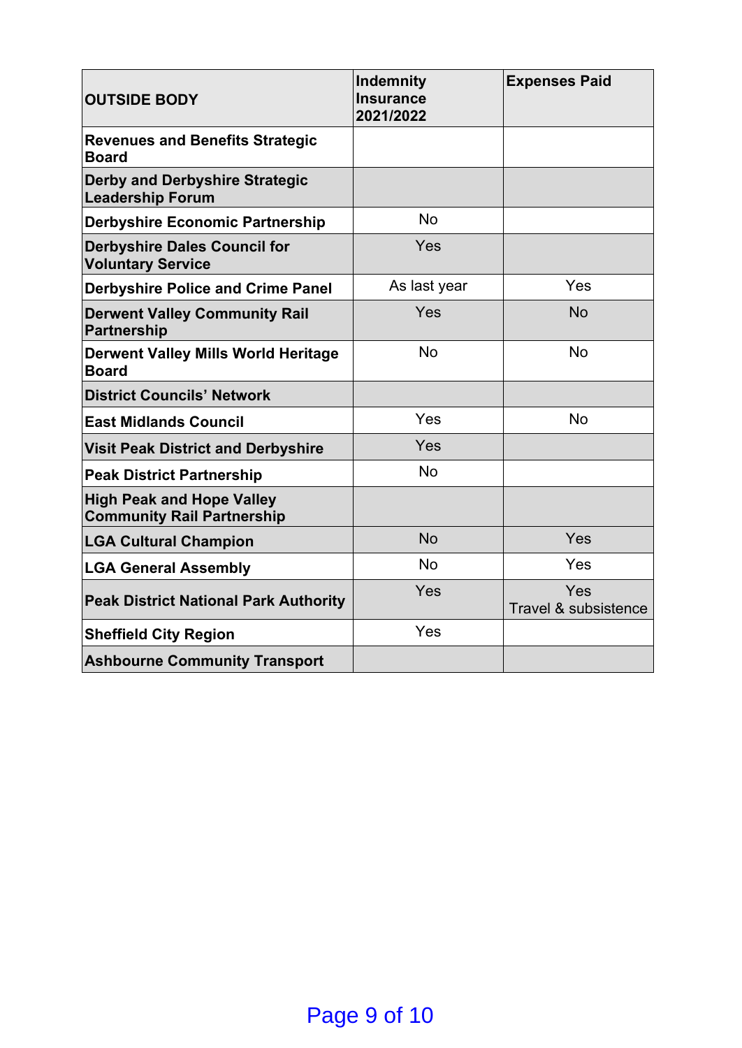| OUTSIDE BODY | Indemnity Insurance 2021/2022 | Expenses Paid |
|---|---|---|
| **Revenues and Benefits Strategic Board** | | |
| **Derby and Derbyshire Strategic Leadership Forum** | | |
| **Derbyshire Economic Partnership** | No | |
| **Derbyshire Dales Council for Voluntary Service** | Yes | |
| **Derbyshire Police and Crime Panel** | As last year | Yes |
| **Derwent Valley Community Rail Partnership** | Yes | No |
| **Derwent Valley Mills World Heritage Board** | No | No |
| **District Councils' Network** | | |
| **East Midlands Council** | Yes | No |
| **Visit Peak District and Derbyshire** | Yes | |
| **Peak District Partnership** | No | |
| **High Peak and Hope Valley Community Rail Partnership** | | |
| **LGA Cultural Champion** | No | Yes |
| **LGA General Assembly** | No | Yes |
| **Peak District National Park Authority** | Yes | Yes<br>Travel & subsistence |
| **Sheffield City Region** | Yes | |
| **Ashbourne Community Transport** | | |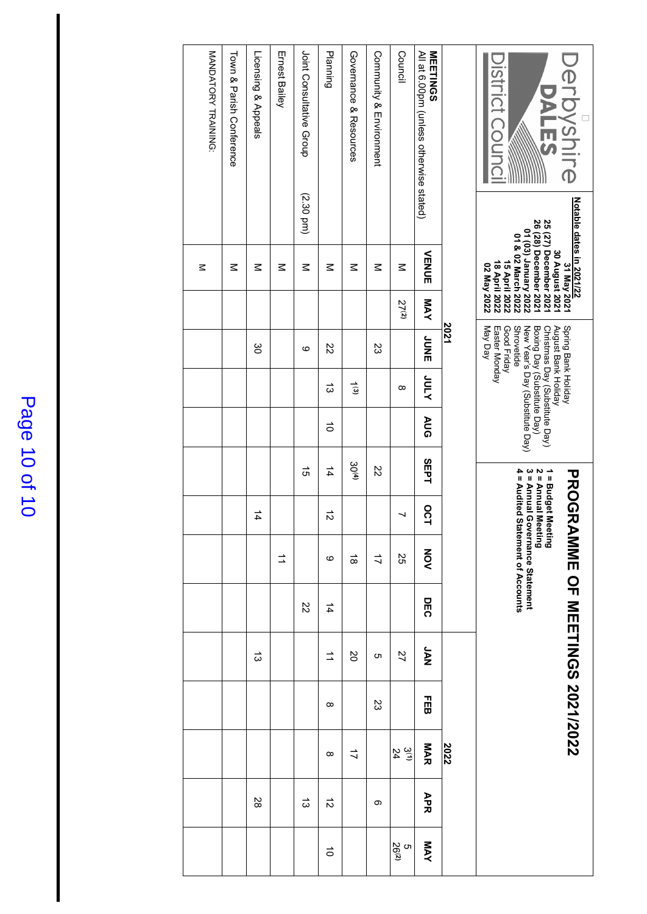# PROGRAMME OF MEETINGS 2021/2022

Derbyshire DALES District Council

**Notable dates in 2021/22**

| | |
|---|---|
| **31 May 2021** | Spring Bank Holiday |
| **30 August 2021** | August Bank Holiday |
| **25 (27) December 2021** | Christmas Day (Substitute Day) |
| **26 (28) December 2021** | Boxing Day (Substitute Day) |
| **01 (03) January 2022** | New Year's Day (Substitute Day) |
| **01 & 02 March 2022** | Shrovetide |
| **15 April 2022** | Good Friday |
| **18 April 2022** | Easter Monday |
| **02 May 2022** | May Day |

**1 = Budget Meeting**
**2 = Annual Meeting**
**3 = Annual Governance Statement**
**4 = Audited Statement of Accounts**

| | | 2021 | | | | | | | | 2022 | | | | |
|---|---|---|---|---|---|---|---|---|---|---|---|---|---|---|
| **MEETINGS** All at 6.00pm (unless otherwise stated) | **VENUE** | **MAY** | **JUNE** | **JULY** | **AUG** | **SEPT** | **OCT** | **NOV** | **DEC** | **JAN** | **FEB** | **MAR** | **APR** | **MAY** |
| Council | M | 27(2) | | 8 | | | 7 | 25 | | 27 | | 3(1) 24 | | 5 26(2) |
| Community & Environment | M | | 23 | | | 22 | | 17 | | 5 | 23 | | 6 | |
| Governance & Resources | M | | | 1(3) | | 30(4) | | 18 | | 20 | | 17 | | |
| Planning | M | | 22 | 13 | 10 | 14 | 12 | 9 | 14 | 11 | 8 | 8 | 12 | 10 |
| Joint Consultative Group (2.30 pm) | M | | 9 | | | 15 | | | 22 | | | | 13 | |
| Ernest Bailey | M | | | | | | | 11 | | | | | | |
| Licensing & Appeals | M | | 30 | | | | 14 | | | 13 | | | 28 | |
| Town & Parish Conference | M | | | | | | | | | | | | | |
| MANDATORY TRAINING: | M | | | | | | | | | | | | | |